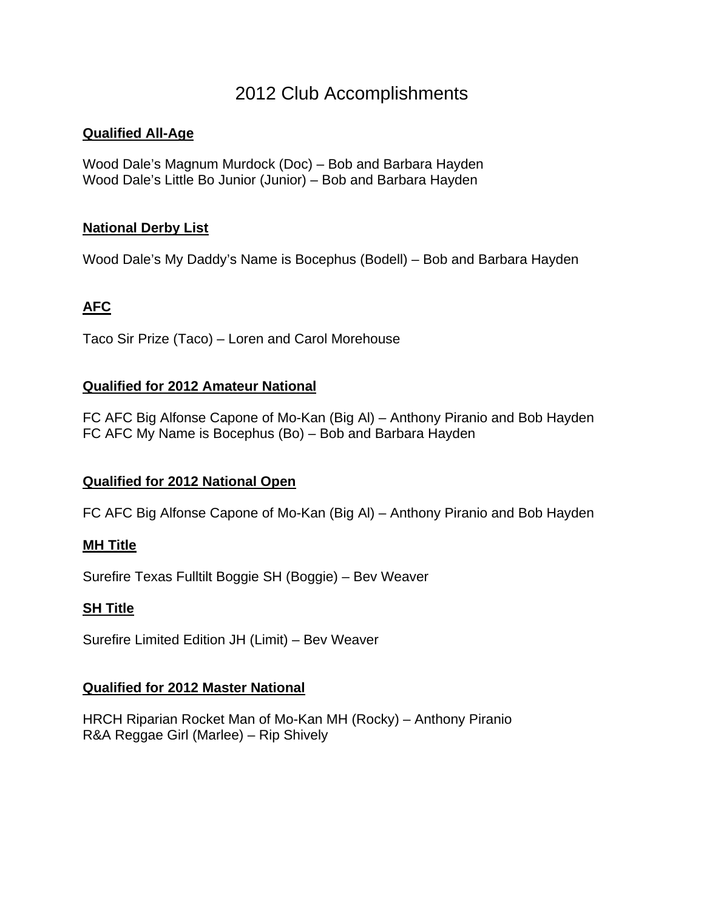# 2012 Club Accomplishments

**Qualified All-Age**

Wood Dale's Magnum Murdock (Doc) – Bob and Barbara Hayden
Wood Dale's Little Bo Junior (Junior) – Bob and Barbara Hayden

**National Derby List**

Wood Dale's My Daddy's Name is Bocephus (Bodell) – Bob and Barbara Hayden

**AFC**

Taco Sir Prize (Taco) – Loren and Carol Morehouse

**Qualified for 2012 Amateur National**

FC AFC Big Alfonse Capone of Mo-Kan (Big Al) – Anthony Piranio and Bob Hayden
FC AFC My Name is Bocephus (Bo) – Bob and Barbara Hayden

**Qualified for 2012 National Open**

FC AFC Big Alfonse Capone of Mo-Kan (Big Al) – Anthony Piranio and Bob Hayden

**MH Title**

Surefire Texas Fulltilt Boggie SH (Boggie) – Bev Weaver

**SH Title**

Surefire Limited Edition JH (Limit) – Bev Weaver

**Qualified for 2012 Master National**

HRCH Riparian Rocket Man of Mo-Kan MH (Rocky) – Anthony Piranio
R&A Reggae Girl (Marlee) – Rip Shively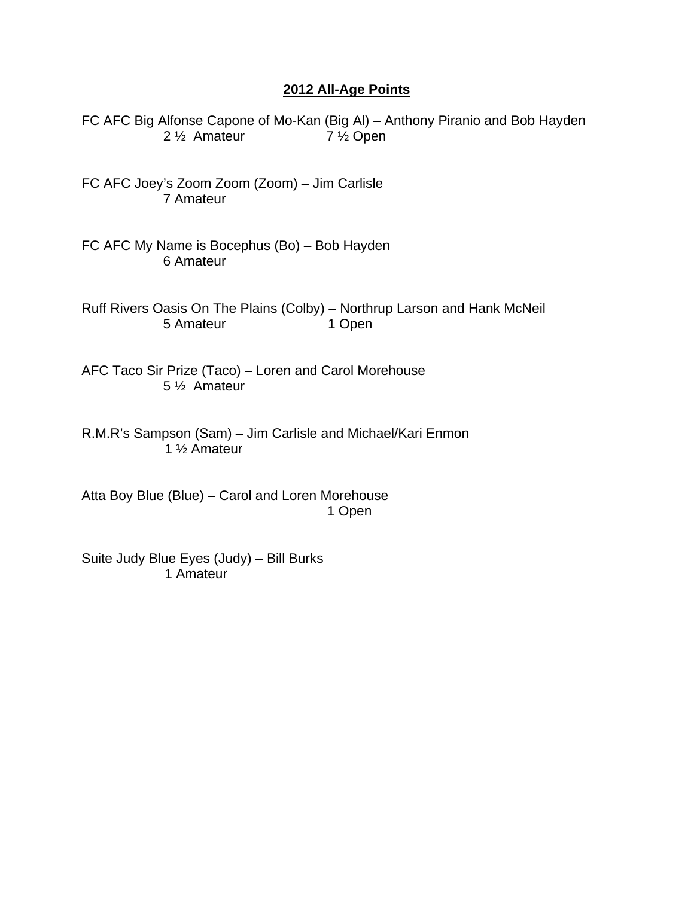**2012 All-Age Points**

FC AFC Big Alfonse Capone of Mo-Kan (Big Al) – Anthony Piranio and Bob Hayden
2 ½ Amateur 7 ½ Open

FC AFC Joey's Zoom Zoom (Zoom) – Jim Carlisle
7 Amateur

FC AFC My Name is Bocephus (Bo) – Bob Hayden
6 Amateur

Ruff Rivers Oasis On The Plains (Colby) – Northrup Larson and Hank McNeil
5 Amateur 1 Open

AFC Taco Sir Prize (Taco) – Loren and Carol Morehouse
5 ½ Amateur

R.M.R's Sampson (Sam) – Jim Carlisle and Michael/Kari Enmon
1 ½ Amateur

Atta Boy Blue (Blue) – Carol and Loren Morehouse
1 Open

Suite Judy Blue Eyes (Judy) – Bill Burks
1 Amateur